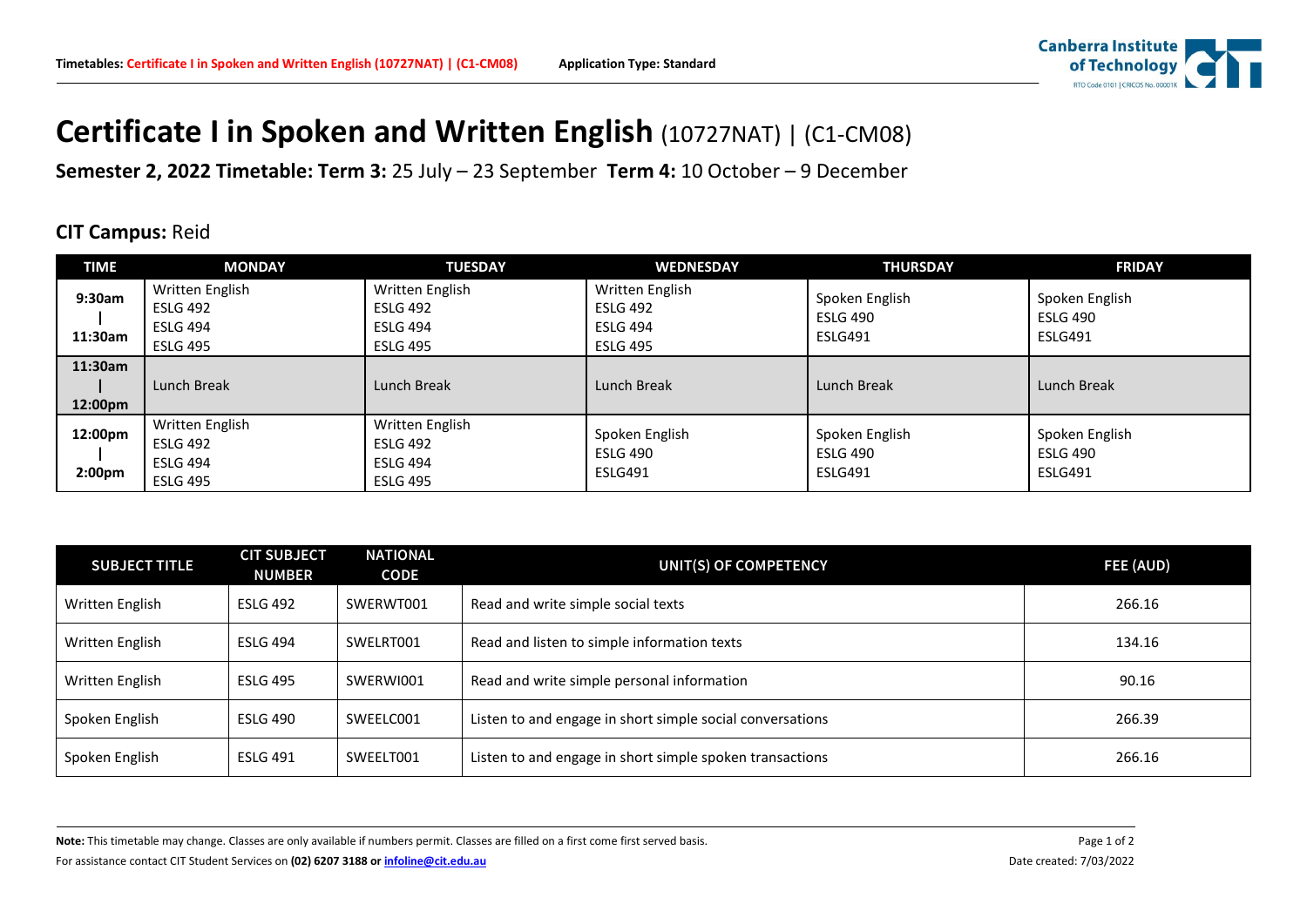# Certificate I in Spoken and Written English (10727NAT) | (C1-CM08)

**Semester 2, 2022 Timetable: Term 3:** 25 July – 23 September **Term 4:** 10 October – 9 December

**CIT Campus:** Reid

| TIME | MONDAY | TUESDAY | WEDNESDAY | THURSDAY | FRIDAY |
|---|---|---|---|---|---|
| **9:30am – 11:30am** | Written English ESLG 492 ESLG 494 ESLG 495 | Written English ESLG 492 ESLG 494 ESLG 495 | Written English ESLG 492 ESLG 494 ESLG 495 | Spoken English ESLG 490 ESLG491 | Spoken English ESLG 490 ESLG491 |
| **11:30am – 12:00pm** | Lunch Break | Lunch Break | Lunch Break | Lunch Break | Lunch Break |
| **12:00pm – 2:00pm** | Written English ESLG 492 ESLG 494 ESLG 495 | Written English ESLG 492 ESLG 494 ESLG 495 | Spoken English ESLG 490 ESLG491 | Spoken English ESLG 490 ESLG491 | Spoken English ESLG 490 ESLG491 |

| SUBJECT TITLE | CIT SUBJECT NUMBER | NATIONAL CODE | UNIT(S) OF COMPETENCY | FEE (AUD) |
|---|---|---|---|---|
| Written English | ESLG 492 | SWERWT001 | Read and write simple social texts | 266.16 |
| Written English | ESLG 494 | SWELRT001 | Read and listen to simple information texts | 134.16 |
| Written English | ESLG 495 | SWERWI001 | Read and write simple personal information | 90.16 |
| Spoken English | ESLG 490 | SWEELC001 | Listen to and engage in short simple social conversations | 266.39 |
| Spoken English | ESLG 491 | SWEELT001 | Listen to and engage in short simple spoken transactions | 266.16 |

**Note:** This timetable may change. Classes are only available if numbers permit. Classes are filled on a first come first served basis.

For assistance contact CIT Student Services on **(02) 6207 3188 or infoline@cit.edu.au**

Date created: 7/03/2022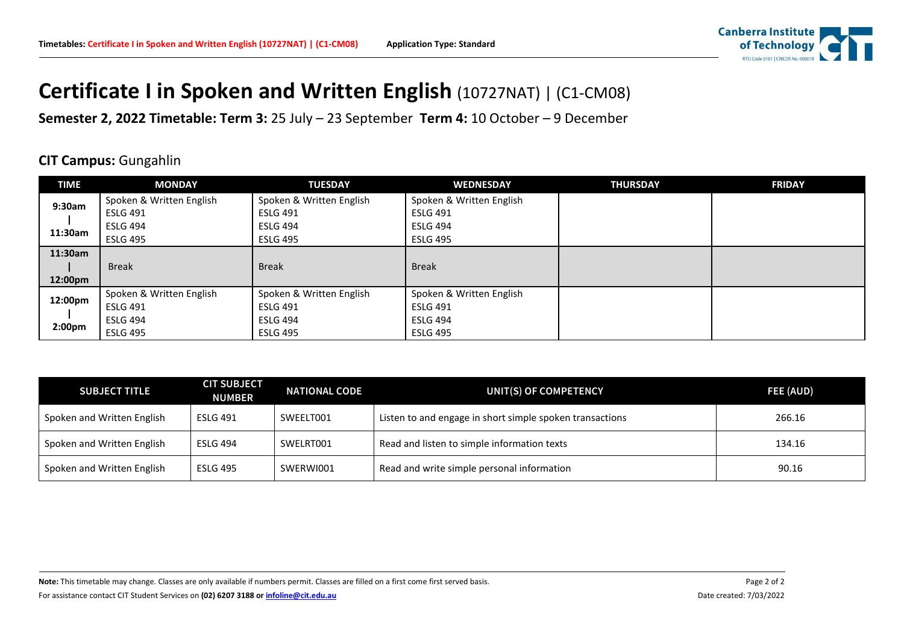# Certificate I in Spoken and Written English (10727NAT) | (C1-CM08)

**Semester 2, 2022 Timetable: Term 3:** 25 July – 23 September **Term 4:** 10 October – 9 December

**CIT Campus:** Gungahlin

| TIME | MONDAY | TUESDAY | WEDNESDAY | THURSDAY | FRIDAY |
|---|---|---|---|---|---|
| **9:30am – 11:30am** | Spoken & Written English<br>ESLG 491<br>ESLG 494<br>ESLG 495 | Spoken & Written English<br>ESLG 491<br>ESLG 494<br>ESLG 495 | Spoken & Written English<br>ESLG 491<br>ESLG 494<br>ESLG 495 | | |
| **11:30am – 12:00pm** | Break | Break | Break | | |
| **12:00pm – 2:00pm** | Spoken & Written English<br>ESLG 491<br>ESLG 494<br>ESLG 495 | Spoken & Written English<br>ESLG 491<br>ESLG 494<br>ESLG 495 | Spoken & Written English<br>ESLG 491<br>ESLG 494<br>ESLG 495 | | |

| SUBJECT TITLE | CIT SUBJECT NUMBER | NATIONAL CODE | UNIT(S) OF COMPETENCY | FEE (AUD) |
|---|---|---|---|---|
| Spoken and Written English | ESLG 491 | SWEELT001 | Listen to and engage in short simple spoken transactions | 266.16 |
| Spoken and Written English | ESLG 494 | SWELRT001 | Read and listen to simple information texts | 134.16 |
| Spoken and Written English | ESLG 495 | SWERWI001 | Read and write simple personal information | 90.16 |

**Note:** This timetable may change. Classes are only available if numbers permit. Classes are filled on a first come first served basis.

For assistance contact CIT Student Services on **(02) 6207 3188 or infoline@cit.edu.au**

Date created: 7/03/2022